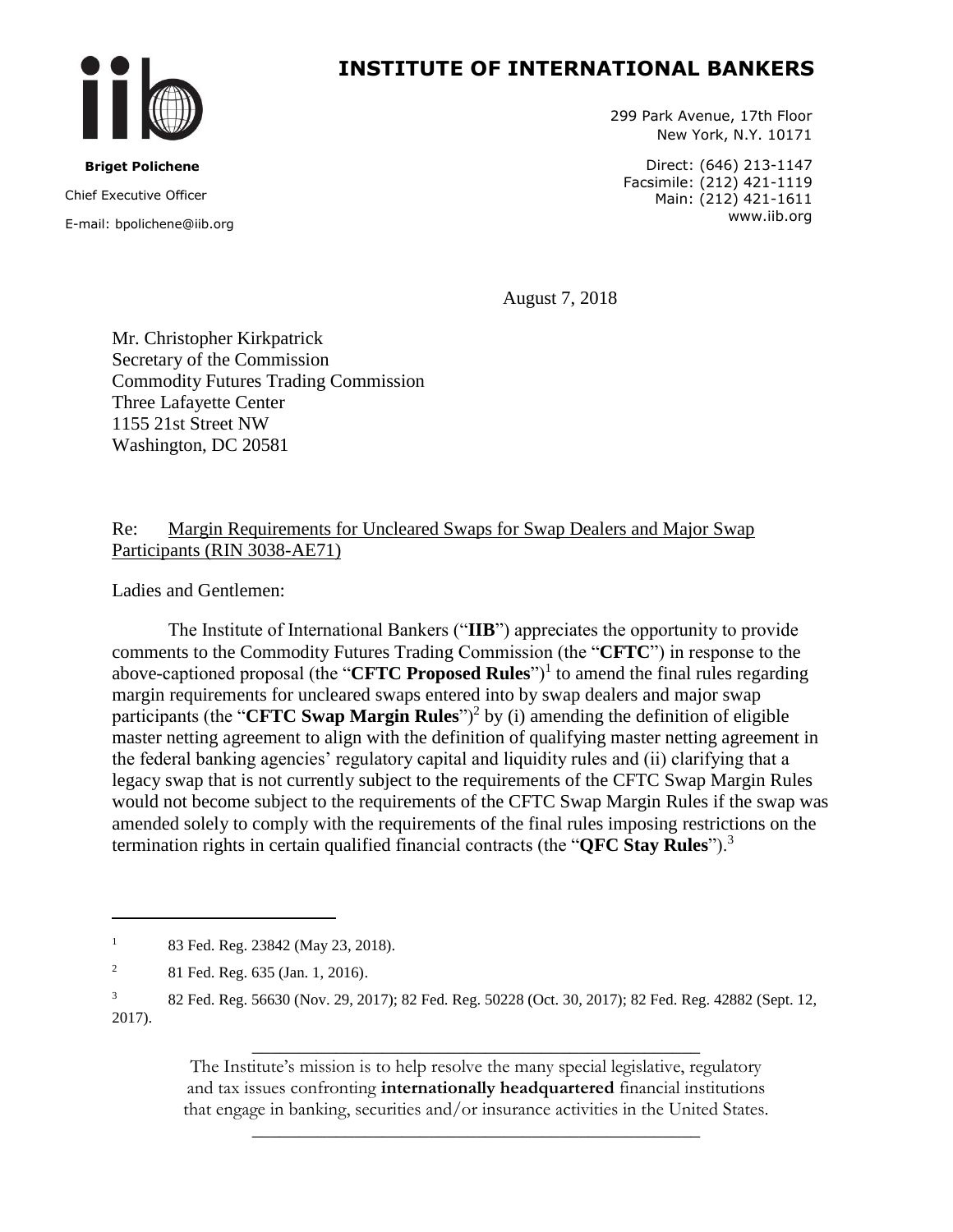# INSTITUTE OF INTERNATIONAL BANKERS

**Briget Polichene**

Chief Executive Officer

E-mail: bpolichene@iib.org

299 Park Avenue, 17th Floor
New York, N.Y. 10171

Direct: (646) 213-1147
Facsimile: (212) 421-1119
Main: (212) 421-1611
www.iib.org

August 7, 2018

Mr. Christopher Kirkpatrick
Secretary of the Commission
Commodity Futures Trading Commission
Three Lafayette Center
1155 21st Street NW
Washington, DC 20581

Re: Margin Requirements for Uncleared Swaps for Swap Dealers and Major Swap Participants (RIN 3038-AE71)

Ladies and Gentlemen:

The Institute of International Bankers ("**IIB**") appreciates the opportunity to provide comments to the Commodity Futures Trading Commission (the "**CFTC**") in response to the above-captioned proposal (the "**CFTC Proposed Rules**")[1] to amend the final rules regarding margin requirements for uncleared swaps entered into by swap dealers and major swap participants (the "**CFTC Swap Margin Rules**")[2] by (i) amending the definition of eligible master netting agreement to align with the definition of qualifying master netting agreement in the federal banking agencies' regulatory capital and liquidity rules and (ii) clarifying that a legacy swap that is not currently subject to the requirements of the CFTC Swap Margin Rules would not become subject to the requirements of the CFTC Swap Margin Rules if the swap was amended solely to comply with the requirements of the final rules imposing restrictions on the termination rights in certain qualified financial contracts (the "**QFC Stay Rules**").[3]

---

[1] 83 Fed. Reg. 23842 (May 23, 2018).

[2] 81 Fed. Reg. 635 (Jan. 1, 2016).

[3] 82 Fed. Reg. 56630 (Nov. 29, 2017); 82 Fed. Reg. 50228 (Oct. 30, 2017); 82 Fed. Reg. 42882 (Sept. 12, 2017).

---

The Institute's mission is to help resolve the many special legislative, regulatory and tax issues confronting **internationally headquartered** financial institutions that engage in banking, securities and/or insurance activities in the United States.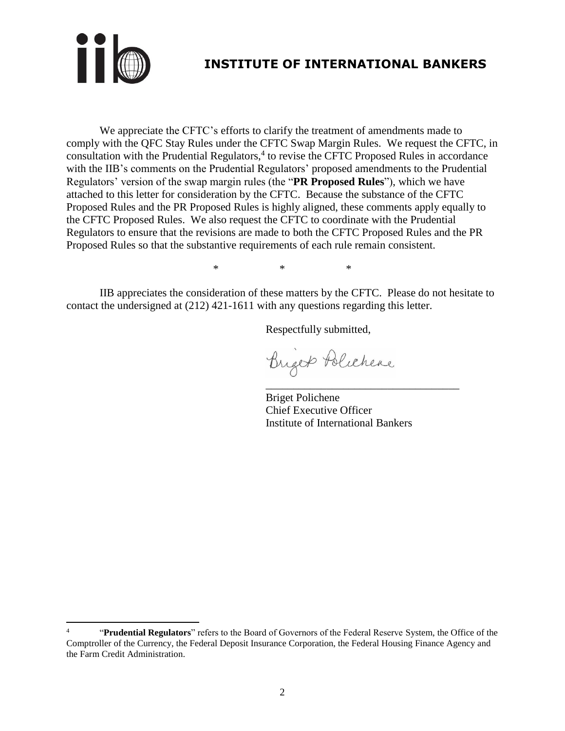We appreciate the CFTC's efforts to clarify the treatment of amendments made to comply with the QFC Stay Rules under the CFTC Swap Margin Rules. We request the CFTC, in consultation with the Prudential Regulators,[4] to revise the CFTC Proposed Rules in accordance with the IIB's comments on the Prudential Regulators' proposed amendments to the Prudential Regulators' version of the swap margin rules (the "**PR Proposed Rules**"), which we have attached to this letter for consideration by the CFTC. Because the substance of the CFTC Proposed Rules and the PR Proposed Rules is highly aligned, these comments apply equally to the CFTC Proposed Rules. We also request the CFTC to coordinate with the Prudential Regulators to ensure that the revisions are made to both the CFTC Proposed Rules and the PR Proposed Rules so that the substantive requirements of each rule remain consistent.

\* \* \*

IIB appreciates the consideration of these matters by the CFTC. Please do not hesitate to contact the undersigned at (212) 421-1611 with any questions regarding this letter.

Respectfully submitted,

Briget Polichene

Briget Polichene
Chief Executive Officer
Institute of International Bankers

---

[4] "**Prudential Regulators**" refers to the Board of Governors of the Federal Reserve System, the Office of the Comptroller of the Currency, the Federal Deposit Insurance Corporation, the Federal Housing Finance Agency and the Farm Credit Administration.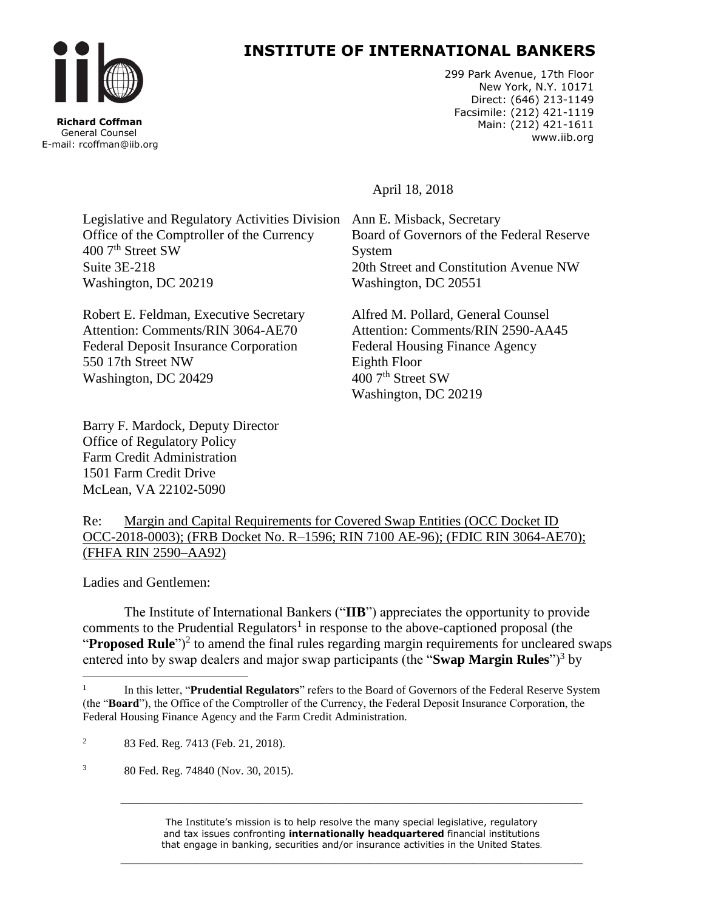# INSTITUTE OF INTERNATIONAL BANKERS

**Richard Coffman**
General Counsel
E-mail: rcoffman@iib.org

299 Park Avenue, 17th Floor
New York, N.Y. 10171
Direct: (646) 213-1149
Facsimile: (212) 421-1119
Main: (212) 421-1611
www.iib.org

April 18, 2018

Legislative and Regulatory Activities Division
Office of the Comptroller of the Currency
400 7th Street SW
Suite 3E-218
Washington, DC 20219

Ann E. Misback, Secretary
Board of Governors of the Federal Reserve System
20th Street and Constitution Avenue NW
Washington, DC 20551

Robert E. Feldman, Executive Secretary
Attention: Comments/RIN 3064-AE70
Federal Deposit Insurance Corporation
550 17th Street NW
Washington, DC 20429

Alfred M. Pollard, General Counsel
Attention: Comments/RIN 2590-AA45
Federal Housing Finance Agency
Eighth Floor
400 7th Street SW
Washington, DC 20219

Barry F. Mardock, Deputy Director
Office of Regulatory Policy
Farm Credit Administration
1501 Farm Credit Drive
McLean, VA 22102-5090

Re: Margin and Capital Requirements for Covered Swap Entities (OCC Docket ID OCC-2018-0003); (FRB Docket No. R–1596; RIN 7100 AE-96); (FDIC RIN 3064-AE70); (FHFA RIN 2590–AA92)

Ladies and Gentlemen:

The Institute of International Bankers ("**IIB**") appreciates the opportunity to provide comments to the Prudential Regulators[1] in response to the above-captioned proposal (the "**Proposed Rule**")[2] to amend the final rules regarding margin requirements for uncleared swaps entered into by swap dealers and major swap participants (the "**Swap Margin Rules**")[3] by

[1] In this letter, "**Prudential Regulators**" refers to the Board of Governors of the Federal Reserve System (the "**Board**"), the Office of the Comptroller of the Currency, the Federal Deposit Insurance Corporation, the Federal Housing Finance Agency and the Farm Credit Administration.

[2] 83 Fed. Reg. 7413 (Feb. 21, 2018).

[3] 80 Fed. Reg. 74840 (Nov. 30, 2015).

The Institute's mission is to help resolve the many special legislative, regulatory and tax issues confronting **internationally headquartered** financial institutions that engage in banking, securities and/or insurance activities in the United States.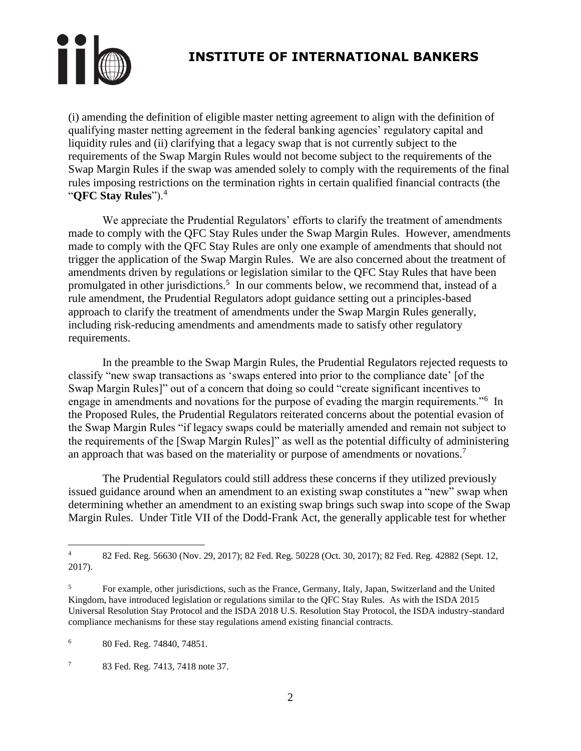(i) amending the definition of eligible master netting agreement to align with the definition of qualifying master netting agreement in the federal banking agencies' regulatory capital and liquidity rules and (ii) clarifying that a legacy swap that is not currently subject to the requirements of the Swap Margin Rules would not become subject to the requirements of the Swap Margin Rules if the swap was amended solely to comply with the requirements of the final rules imposing restrictions on the termination rights in certain qualified financial contracts (the "**QFC Stay Rules**").[4]

We appreciate the Prudential Regulators' efforts to clarify the treatment of amendments made to comply with the QFC Stay Rules under the Swap Margin Rules. However, amendments made to comply with the QFC Stay Rules are only one example of amendments that should not trigger the application of the Swap Margin Rules. We are also concerned about the treatment of amendments driven by regulations or legislation similar to the QFC Stay Rules that have been promulgated in other jurisdictions.[5] In our comments below, we recommend that, instead of a rule amendment, the Prudential Regulators adopt guidance setting out a principles-based approach to clarify the treatment of amendments under the Swap Margin Rules generally, including risk-reducing amendments and amendments made to satisfy other regulatory requirements.

In the preamble to the Swap Margin Rules, the Prudential Regulators rejected requests to classify "new swap transactions as 'swaps entered into prior to the compliance date' [of the Swap Margin Rules]" out of a concern that doing so could "create significant incentives to engage in amendments and novations for the purpose of evading the margin requirements."[6] In the Proposed Rules, the Prudential Regulators reiterated concerns about the potential evasion of the Swap Margin Rules "if legacy swaps could be materially amended and remain not subject to the requirements of the [Swap Margin Rules]" as well as the potential difficulty of administering an approach that was based on the materiality or purpose of amendments or novations.[7]

The Prudential Regulators could still address these concerns if they utilized previously issued guidance around when an amendment to an existing swap constitutes a "new" swap when determining whether an amendment to an existing swap brings such swap into scope of the Swap Margin Rules. Under Title VII of the Dodd-Frank Act, the generally applicable test for whether

---

[4] 82 Fed. Reg. 56630 (Nov. 29, 2017); 82 Fed. Reg. 50228 (Oct. 30, 2017); 82 Fed. Reg. 42882 (Sept. 12, 2017).

[5] For example, other jurisdictions, such as the France, Germany, Italy, Japan, Switzerland and the United Kingdom, have introduced legislation or regulations similar to the QFC Stay Rules. As with the ISDA 2015 Universal Resolution Stay Protocol and the ISDA 2018 U.S. Resolution Stay Protocol, the ISDA industry-standard compliance mechanisms for these stay regulations amend existing financial contracts.

[6] 80 Fed. Reg. 74840, 74851.

[7] 83 Fed. Reg. 7413, 7418 note 37.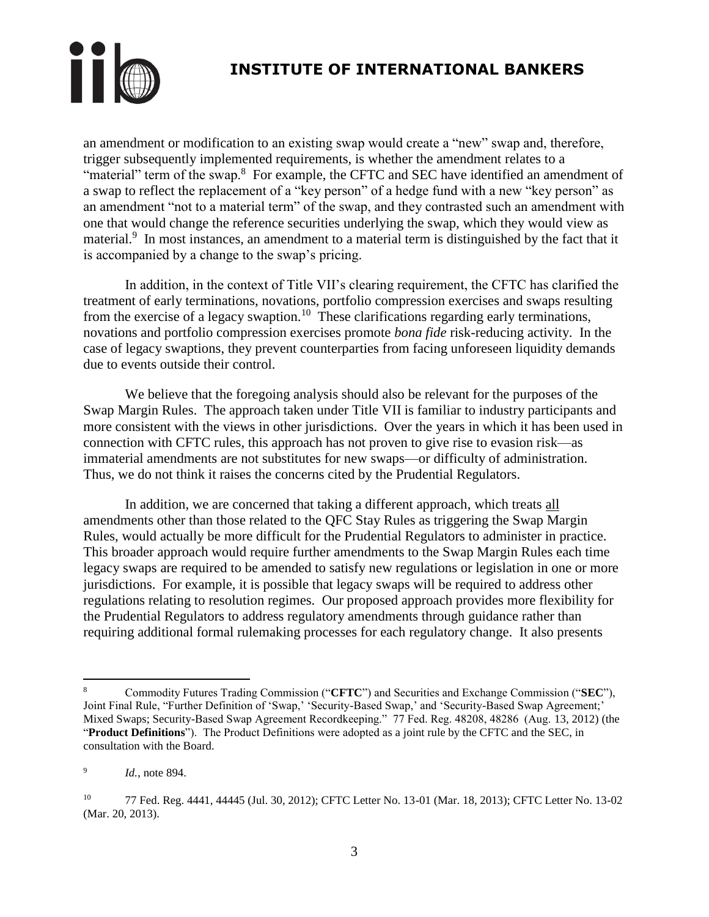an amendment or modification to an existing swap would create a "new" swap and, therefore, trigger subsequently implemented requirements, is whether the amendment relates to a "material" term of the swap.[8] For example, the CFTC and SEC have identified an amendment of a swap to reflect the replacement of a "key person" of a hedge fund with a new "key person" as an amendment "not to a material term" of the swap, and they contrasted such an amendment with one that would change the reference securities underlying the swap, which they would view as material.[9] In most instances, an amendment to a material term is distinguished by the fact that it is accompanied by a change to the swap's pricing.

In addition, in the context of Title VII's clearing requirement, the CFTC has clarified the treatment of early terminations, novations, portfolio compression exercises and swaps resulting from the exercise of a legacy swaption.[10] These clarifications regarding early terminations, novations and portfolio compression exercises promote *bona fide* risk-reducing activity. In the case of legacy swaptions, they prevent counterparties from facing unforeseen liquidity demands due to events outside their control.

We believe that the foregoing analysis should also be relevant for the purposes of the Swap Margin Rules. The approach taken under Title VII is familiar to industry participants and more consistent with the views in other jurisdictions. Over the years in which it has been used in connection with CFTC rules, this approach has not proven to give rise to evasion risk—as immaterial amendments are not substitutes for new swaps—or difficulty of administration. Thus, we do not think it raises the concerns cited by the Prudential Regulators.

In addition, we are concerned that taking a different approach, which treats <u>all</u> amendments other than those related to the QFC Stay Rules as triggering the Swap Margin Rules, would actually be more difficult for the Prudential Regulators to administer in practice. This broader approach would require further amendments to the Swap Margin Rules each time legacy swaps are required to be amended to satisfy new regulations or legislation in one or more jurisdictions. For example, it is possible that legacy swaps will be required to address other regulations relating to resolution regimes. Our proposed approach provides more flexibility for the Prudential Regulators to address regulatory amendments through guidance rather than requiring additional formal rulemaking processes for each regulatory change. It also presents

---

[8] Commodity Futures Trading Commission ("**CFTC**") and Securities and Exchange Commission ("**SEC**"), Joint Final Rule, "Further Definition of 'Swap,' 'Security-Based Swap,' and 'Security-Based Swap Agreement;' Mixed Swaps; Security-Based Swap Agreement Recordkeeping." 77 Fed. Reg. 48208, 48286 (Aug. 13, 2012) (the "**Product Definitions**"). The Product Definitions were adopted as a joint rule by the CFTC and the SEC, in consultation with the Board.

[9] *Id.*, note 894.

[10] 77 Fed. Reg. 4441, 44445 (Jul. 30, 2012); CFTC Letter No. 13-01 (Mar. 18, 2013); CFTC Letter No. 13-02 (Mar. 20, 2013).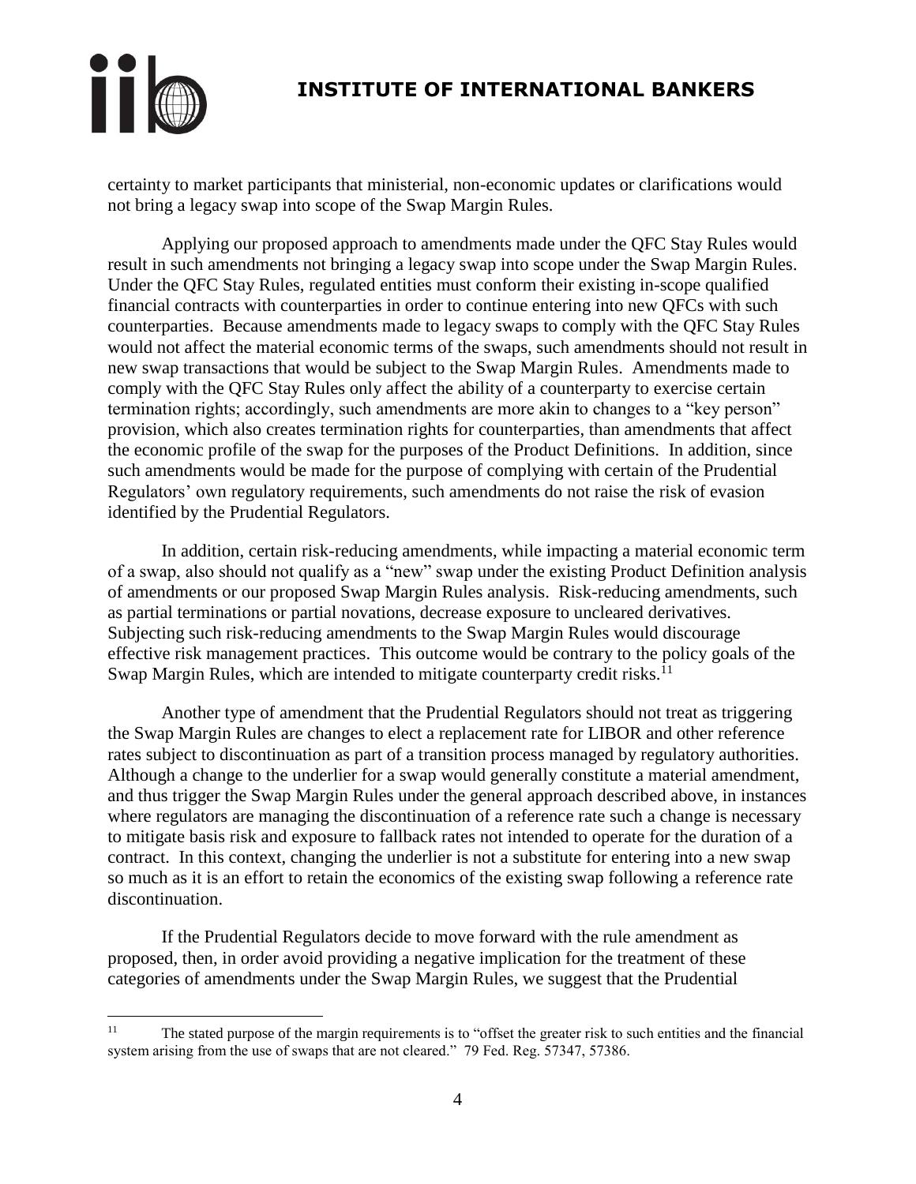certainty to market participants that ministerial, non-economic updates or clarifications would not bring a legacy swap into scope of the Swap Margin Rules.

Applying our proposed approach to amendments made under the QFC Stay Rules would result in such amendments not bringing a legacy swap into scope under the Swap Margin Rules. Under the QFC Stay Rules, regulated entities must conform their existing in-scope qualified financial contracts with counterparties in order to continue entering into new QFCs with such counterparties. Because amendments made to legacy swaps to comply with the QFC Stay Rules would not affect the material economic terms of the swaps, such amendments should not result in new swap transactions that would be subject to the Swap Margin Rules. Amendments made to comply with the QFC Stay Rules only affect the ability of a counterparty to exercise certain termination rights; accordingly, such amendments are more akin to changes to a "key person" provision, which also creates termination rights for counterparties, than amendments that affect the economic profile of the swap for the purposes of the Product Definitions. In addition, since such amendments would be made for the purpose of complying with certain of the Prudential Regulators' own regulatory requirements, such amendments do not raise the risk of evasion identified by the Prudential Regulators.

In addition, certain risk-reducing amendments, while impacting a material economic term of a swap, also should not qualify as a "new" swap under the existing Product Definition analysis of amendments or our proposed Swap Margin Rules analysis. Risk-reducing amendments, such as partial terminations or partial novations, decrease exposure to uncleared derivatives. Subjecting such risk-reducing amendments to the Swap Margin Rules would discourage effective risk management practices. This outcome would be contrary to the policy goals of the Swap Margin Rules, which are intended to mitigate counterparty credit risks.[11]

Another type of amendment that the Prudential Regulators should not treat as triggering the Swap Margin Rules are changes to elect a replacement rate for LIBOR and other reference rates subject to discontinuation as part of a transition process managed by regulatory authorities. Although a change to the underlier for a swap would generally constitute a material amendment, and thus trigger the Swap Margin Rules under the general approach described above, in instances where regulators are managing the discontinuation of a reference rate such a change is necessary to mitigate basis risk and exposure to fallback rates not intended to operate for the duration of a contract. In this context, changing the underlier is not a substitute for entering into a new swap so much as it is an effort to retain the economics of the existing swap following a reference rate discontinuation.

If the Prudential Regulators decide to move forward with the rule amendment as proposed, then, in order avoid providing a negative implication for the treatment of these categories of amendments under the Swap Margin Rules, we suggest that the Prudential

---

[11] The stated purpose of the margin requirements is to "offset the greater risk to such entities and the financial system arising from the use of swaps that are not cleared." 79 Fed. Reg. 57347, 57386.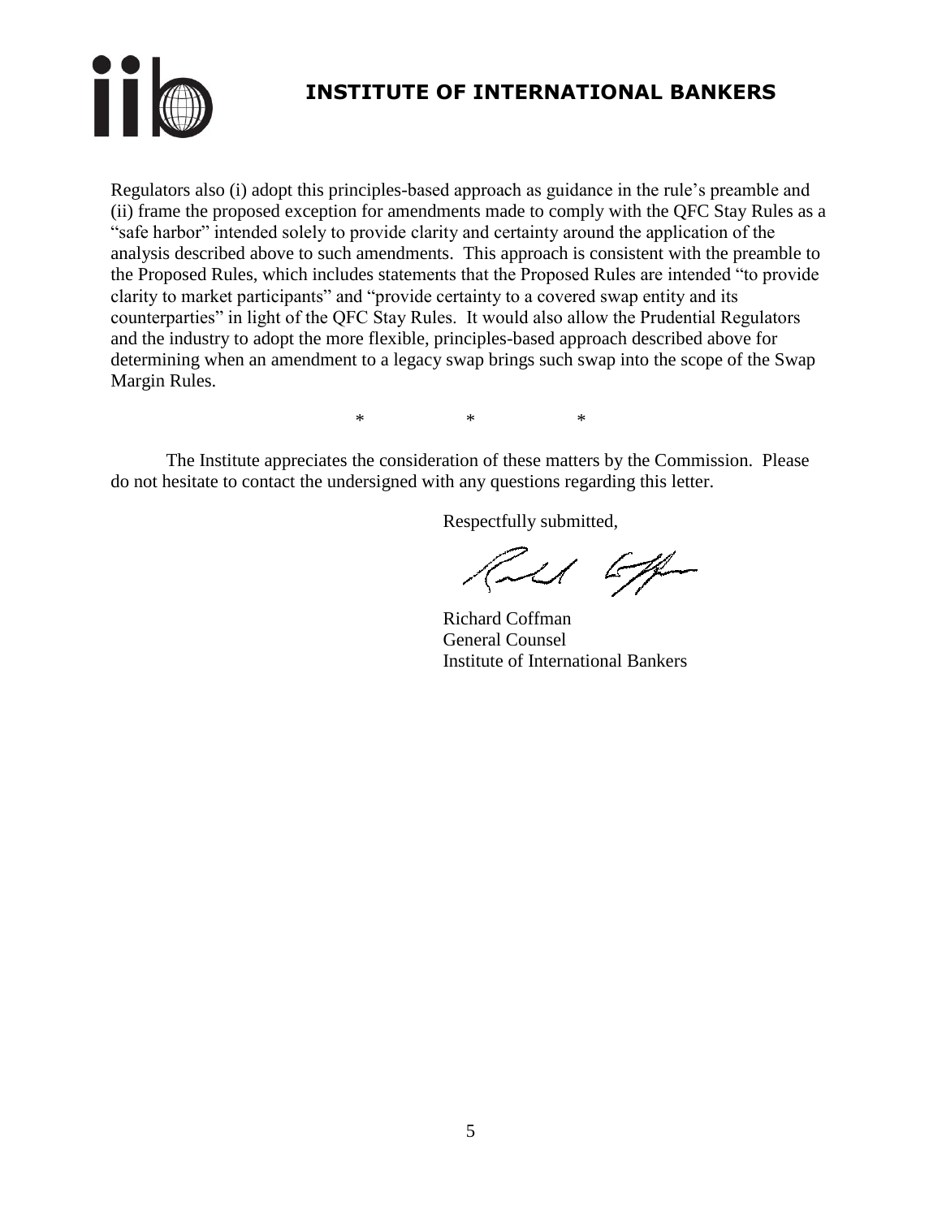Regulators also (i) adopt this principles-based approach as guidance in the rule's preamble and (ii) frame the proposed exception for amendments made to comply with the QFC Stay Rules as a "safe harbor" intended solely to provide clarity and certainty around the application of the analysis described above to such amendments. This approach is consistent with the preamble to the Proposed Rules, which includes statements that the Proposed Rules are intended "to provide clarity to market participants" and "provide certainty to a covered swap entity and its counterparties" in light of the QFC Stay Rules. It would also allow the Prudential Regulators and the industry to adopt the more flexible, principles-based approach described above for determining when an amendment to a legacy swap brings such swap into the scope of the Swap Margin Rules.

\* \* \*

The Institute appreciates the consideration of these matters by the Commission. Please do not hesitate to contact the undersigned with any questions regarding this letter.

Respectfully submitted,

Richard Coffman
General Counsel
Institute of International Bankers